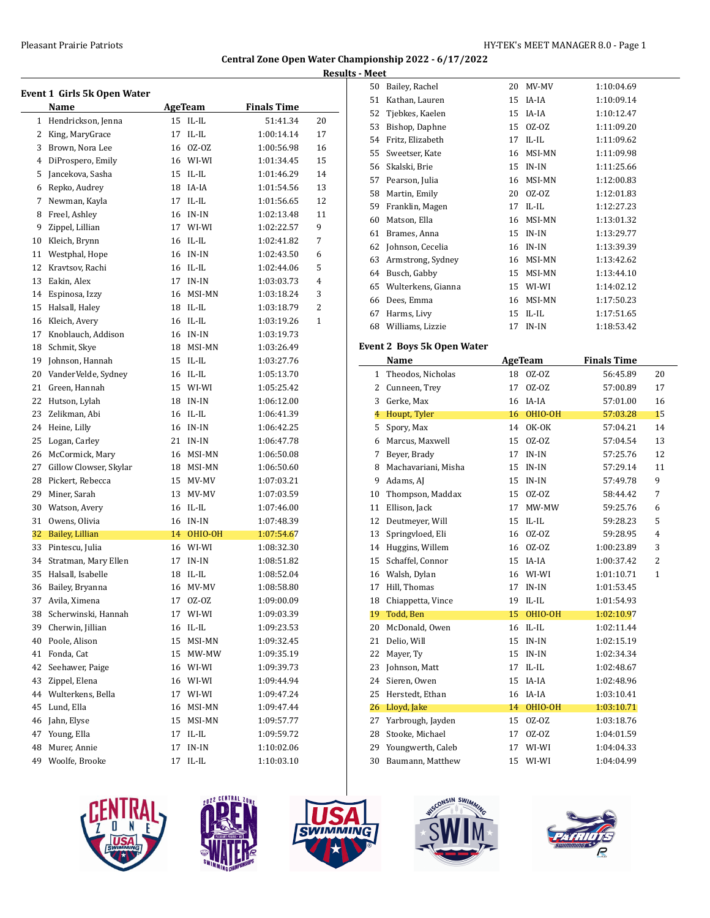**Central Zone Open Water Championship 2022 - 6/17/2022**

**Results - Meet**

### Event 1 Girls 5k Open Water

| | Name | Age | Team | Finals Time | Points |
|---|---|---|---|---|---|
| 1 | Hendrickson, Jenna | 15 | IL-IL | 51:41.34 | 20 |
| 2 | King, MaryGrace | 17 | IL-IL | 1:00:14.14 | 17 |
| 3 | Brown, Nora Lee | 16 | OZ-OZ | 1:00:56.98 | 16 |
| 4 | DiProspero, Emily | 16 | WI-WI | 1:01:34.45 | 15 |
| 5 | Jancekova, Sasha | 15 | IL-IL | 1:01:46.29 | 14 |
| 6 | Repko, Audrey | 18 | IA-IA | 1:01:54.56 | 13 |
| 7 | Newman, Kayla | 17 | IL-IL | 1:01:56.65 | 12 |
| 8 | Freel, Ashley | 16 | IN-IN | 1:02:13.48 | 11 |
| 9 | Zippel, Lillian | 17 | WI-WI | 1:02:22.57 | 9 |
| 10 | Kleich, Brynn | 16 | IL-IL | 1:02:41.82 | 7 |
| 11 | Westphal, Hope | 16 | IN-IN | 1:02:43.50 | 6 |
| 12 | Kravtsov, Rachi | 16 | IL-IL | 1:02:44.06 | 5 |
| 13 | Eakin, Alex | 17 | IN-IN | 1:03:03.73 | 4 |
| 14 | Espinosa, Izzy | 16 | MSI-MN | 1:03:18.24 | 3 |
| 15 | Halsall, Haley | 18 | IL-IL | 1:03:18.79 | 2 |
| 16 | Kleich, Avery | 16 | IL-IL | 1:03:19.26 | 1 |
| 17 | Knoblauch, Addison | 16 | IN-IN | 1:03:19.73 | |
| 18 | Schmit, Skye | 18 | MSI-MN | 1:03:26.49 | |
| 19 | Johnson, Hannah | 15 | IL-IL | 1:03:27.76 | |
| 20 | VanderVelde, Sydney | 16 | IL-IL | 1:05:13.70 | |
| 21 | Green, Hannah | 15 | WI-WI | 1:05:25.42 | |
| 22 | Hutson, Lylah | 18 | IN-IN | 1:06:12.00 | |
| 23 | Zelikman, Abi | 16 | IL-IL | 1:06:41.39 | |
| 24 | Heine, Lilly | 16 | IN-IN | 1:06:42.25 | |
| 25 | Logan, Carley | 21 | IN-IN | 1:06:47.78 | |
| 26 | McCormick, Mary | 16 | MSI-MN | 1:06:50.08 | |
| 27 | Gillow Clowser, Skylar | 18 | MSI-MN | 1:06:50.60 | |
| 28 | Pickert, Rebecca | 15 | MV-MV | 1:07:03.21 | |
| 29 | Miner, Sarah | 13 | MV-MV | 1:07:03.59 | |
| 30 | Watson, Avery | 16 | IL-IL | 1:07:46.00 | |
| 31 | Owens, Olivia | 16 | IN-IN | 1:07:48.39 | |
| 32 | Bailey, Lillian | 14 | OHIO-OH | 1:07:54.67 | |
| 33 | Pintescu, Julia | 16 | WI-WI | 1:08:32.30 | |
| 34 | Stratman, Mary Ellen | 17 | IN-IN | 1:08:51.82 | |
| 35 | Halsall, Isabelle | 18 | IL-IL | 1:08:52.04 | |
| 36 | Bailey, Bryanna | 16 | MV-MV | 1:08:58.80 | |
| 37 | Avila, Ximena | 17 | OZ-OZ | 1:09:00.09 | |
| 38 | Scherwinski, Hannah | 17 | WI-WI | 1:09:03.39 | |
| 39 | Cherwin, Jillian | 16 | IL-IL | 1:09:23.53 | |
| 40 | Poole, Alison | 15 | MSI-MN | 1:09:32.45 | |
| 41 | Fonda, Cat | 15 | MW-MW | 1:09:35.19 | |
| 42 | Seehawer, Paige | 16 | WI-WI | 1:09:39.73 | |
| 43 | Zippel, Elena | 16 | WI-WI | 1:09:44.94 | |
| 44 | Wulterkens, Bella | 17 | WI-WI | 1:09:47.24 | |
| 45 | Lund, Ella | 16 | MSI-MN | 1:09:47.44 | |
| 46 | Jahn, Elyse | 15 | MSI-MN | 1:09:57.77 | |
| 47 | Young, Ella | 17 | IL-IL | 1:09:59.72 | |
| 48 | Murer, Annie | 17 | IN-IN | 1:10:02.06 | |
| 49 | Woolfe, Brooke | 17 | IL-IL | 1:10:03.10 | |
| 50 | Bailey, Rachel | 20 | MV-MV | 1:10:04.69 | |
| 51 | Kathan, Lauren | 15 | IA-IA | 1:10:09.14 | |
| 52 | Tjebkes, Kaelen | 15 | IA-IA | 1:10:12.47 | |
| 53 | Bishop, Daphne | 15 | OZ-OZ | 1:11:09.20 | |
| 54 | Fritz, Elizabeth | 17 | IL-IL | 1:11:09.62 | |
| 55 | Sweetser, Kate | 16 | MSI-MN | 1:11:09.98 | |
| 56 | Skalski, Brie | 15 | IN-IN | 1:11:25.66 | |
| 57 | Pearson, Julia | 16 | MSI-MN | 1:12:00.83 | |
| 58 | Martin, Emily | 20 | OZ-OZ | 1:12:01.83 | |
| 59 | Franklin, Magen | 17 | IL-IL | 1:12:27.23 | |
| 60 | Matson, Ella | 16 | MSI-MN | 1:13:01.32 | |
| 61 | Brames, Anna | 15 | IN-IN | 1:13:29.77 | |
| 62 | Johnson, Cecelia | 16 | IN-IN | 1:13:39.39 | |
| 63 | Armstrong, Sydney | 16 | MSI-MN | 1:13:42.62 | |
| 64 | Busch, Gabby | 15 | MSI-MN | 1:13:44.10 | |
| 65 | Wulterkens, Gianna | 15 | WI-WI | 1:14:02.12 | |
| 66 | Dees, Emma | 16 | MSI-MN | 1:17:50.23 | |
| 67 | Harms, Livy | 15 | IL-IL | 1:17:51.65 | |
| 68 | Williams, Lizzie | 17 | IN-IN | 1:18:53.42 | |

### Event 2 Boys 5k Open Water

| | Name | Age | Team | Finals Time | Points |
|---|---|---|---|---|---|
| 1 | Theodos, Nicholas | 18 | OZ-OZ | 56:45.89 | 20 |
| 2 | Cunneen, Trey | 17 | OZ-OZ | 57:00.89 | 17 |
| 3 | Gerke, Max | 16 | IA-IA | 57:01.00 | 16 |
| 4 | Houpt, Tyler | 16 | OHIO-OH | 57:03.28 | 15 |
| 5 | Spory, Max | 14 | OK-OK | 57:04.21 | 14 |
| 6 | Marcus, Maxwell | 15 | OZ-OZ | 57:04.54 | 13 |
| 7 | Beyer, Brady | 17 | IN-IN | 57:25.76 | 12 |
| 8 | Machavariani, Misha | 15 | IN-IN | 57:29.14 | 11 |
| 9 | Adams, AJ | 15 | IN-IN | 57:49.78 | 9 |
| 10 | Thompson, Maddax | 15 | OZ-OZ | 58:44.42 | 7 |
| 11 | Ellison, Jack | 17 | MW-MW | 59:25.76 | 6 |
| 12 | Deutmeyer, Will | 15 | IL-IL | 59:28.23 | 5 |
| 13 | Springvloed, Eli | 16 | OZ-OZ | 59:28.95 | 4 |
| 14 | Huggins, Willem | 16 | OZ-OZ | 1:00:23.89 | 3 |
| 15 | Schaffel, Connor | 15 | IA-IA | 1:00:37.42 | 2 |
| 16 | Walsh, Dylan | 16 | WI-WI | 1:01:10.71 | 1 |
| 17 | Hill, Thomas | 17 | IN-IN | 1:01:53.45 | |
| 18 | Chiappetta, Vince | 19 | IL-IL | 1:01:54.93 | |
| 19 | Todd, Ben | 15 | OHIO-OH | 1:02:10.97 | |
| 20 | McDonald, Owen | 16 | IL-IL | 1:02:11.44 | |
| 21 | Delio, Will | 15 | IN-IN | 1:02:15.19 | |
| 22 | Mayer, Ty | 15 | IN-IN | 1:02:34.34 | |
| 23 | Johnson, Matt | 17 | IL-IL | 1:02:48.67 | |
| 24 | Sieren, Owen | 15 | IA-IA | 1:02:48.96 | |
| 25 | Herstedt, Ethan | 16 | IA-IA | 1:03:10.41 | |
| 26 | Lloyd, Jake | 14 | OHIO-OH | 1:03:10.71 | |
| 27 | Yarbrough, Jayden | 15 | OZ-OZ | 1:03:18.76 | |
| 28 | Stooke, Michael | 17 | OZ-OZ | 1:04:01.59 | |
| 29 | Youngwerth, Caleb | 17 | WI-WI | 1:04:04.33 | |
| 30 | Baumann, Matthew | 15 | WI-WI | 1:04:04.99 | |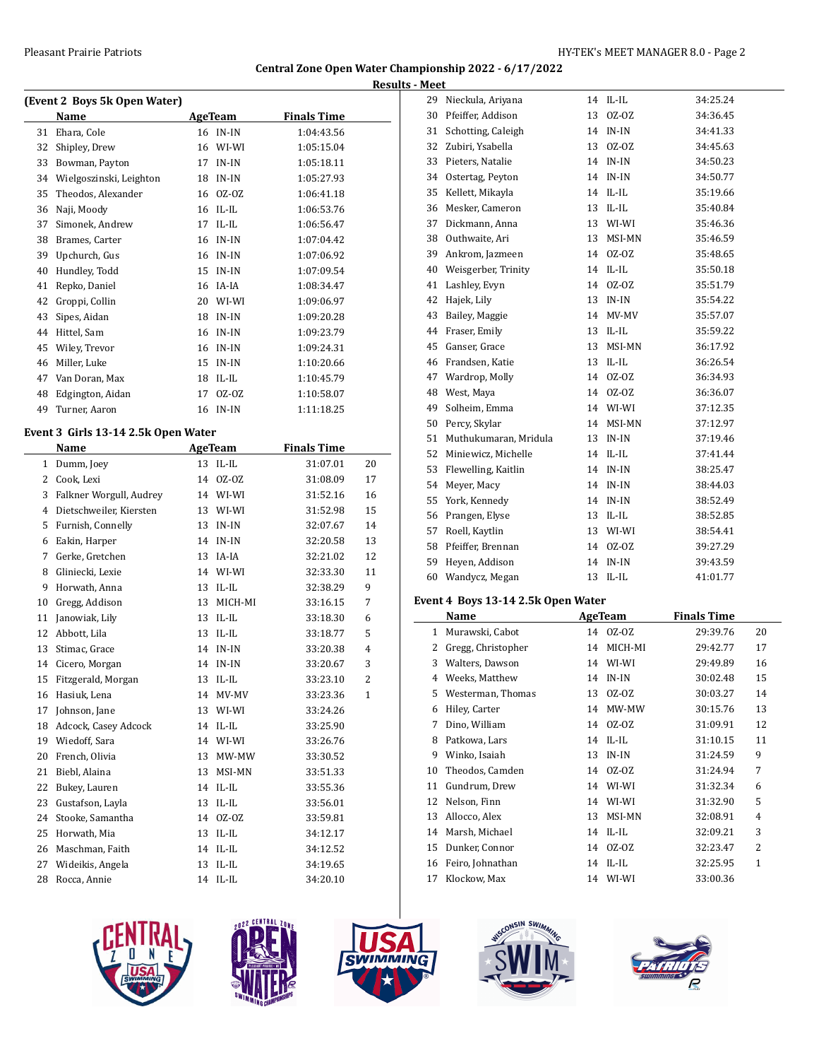## Central Zone Open Water Championship 2022 - 6/17/2022

### Results - Meet

### (Event 2 Boys 5k Open Water)

| | Name | Age | Team | Finals Time | |
|---|---|---|---|---|---|
| 31 | Ehara, Cole | 16 | IN-IN | 1:04:43.56 | |
| 32 | Shipley, Drew | 16 | WI-WI | 1:05:15.04 | |
| 33 | Bowman, Payton | 17 | IN-IN | 1:05:18.11 | |
| 34 | Wielgoszinski, Leighton | 18 | IN-IN | 1:05:27.93 | |
| 35 | Theodos, Alexander | 16 | OZ-OZ | 1:06:41.18 | |
| 36 | Naji, Moody | 16 | IL-IL | 1:06:53.76 | |
| 37 | Simonek, Andrew | 17 | IL-IL | 1:06:56.47 | |
| 38 | Brames, Carter | 16 | IN-IN | 1:07:04.42 | |
| 39 | Upchurch, Gus | 16 | IN-IN | 1:07:06.92 | |
| 40 | Hundley, Todd | 15 | IN-IN | 1:07:09.54 | |
| 41 | Repko, Daniel | 16 | IA-IA | 1:08:34.47 | |
| 42 | Groppi, Collin | 20 | WI-WI | 1:09:06.97 | |
| 43 | Sipes, Aidan | 18 | IN-IN | 1:09:20.28 | |
| 44 | Hittel, Sam | 16 | IN-IN | 1:09:23.79 | |
| 45 | Wiley, Trevor | 16 | IN-IN | 1:09:24.31 | |
| 46 | Miller, Luke | 15 | IN-IN | 1:10:20.66 | |
| 47 | Van Doran, Max | 18 | IL-IL | 1:10:45.79 | |
| 48 | Edgington, Aidan | 17 | OZ-OZ | 1:10:58.07 | |
| 49 | Turner, Aaron | 16 | IN-IN | 1:11:18.25 | |

### Event 3 Girls 13-14 2.5k Open Water

| | Name | Age | Team | Finals Time | |
|---|---|---|---|---|---|
| 1 | Dumm, Joey | 13 | IL-IL | 31:07.01 | 20 |
| 2 | Cook, Lexi | 14 | OZ-OZ | 31:08.09 | 17 |
| 3 | Falkner Worgull, Audrey | 14 | WI-WI | 31:52.16 | 16 |
| 4 | Dietschweiler, Kiersten | 13 | WI-WI | 31:52.98 | 15 |
| 5 | Furnish, Connelly | 13 | IN-IN | 32:07.67 | 14 |
| 6 | Eakin, Harper | 14 | IN-IN | 32:20.58 | 13 |
| 7 | Gerke, Gretchen | 13 | IA-IA | 32:21.02 | 12 |
| 8 | Gliniecki, Lexie | 14 | WI-WI | 32:33.30 | 11 |
| 9 | Horwath, Anna | 13 | IL-IL | 32:38.29 | 9 |
| 10 | Gregg, Addison | 13 | MICH-MI | 33:16.15 | 7 |
| 11 | Janowiak, Lily | 13 | IL-IL | 33:18.30 | 6 |
| 12 | Abbott, Lila | 13 | IL-IL | 33:18.77 | 5 |
| 13 | Stimac, Grace | 14 | IN-IN | 33:20.38 | 4 |
| 14 | Cicero, Morgan | 14 | IN-IN | 33:20.67 | 3 |
| 15 | Fitzgerald, Morgan | 13 | IL-IL | 33:23.10 | 2 |
| 16 | Hasiuk, Lena | 14 | MV-MV | 33:23.36 | 1 |
| 17 | Johnson, Jane | 13 | WI-WI | 33:24.26 | |
| 18 | Adcock, Casey Adcock | 14 | IL-IL | 33:25.90 | |
| 19 | Wiedoff, Sara | 14 | WI-WI | 33:26.76 | |
| 20 | French, Olivia | 13 | MW-MW | 33:30.52 | |
| 21 | Biebl, Alaina | 13 | MSI-MN | 33:51.33 | |
| 22 | Bukey, Lauren | 14 | IL-IL | 33:55.36 | |
| 23 | Gustafson, Layla | 13 | IL-IL | 33:56.01 | |
| 24 | Stooke, Samantha | 14 | OZ-OZ | 33:59.81 | |
| 25 | Horwath, Mia | 13 | IL-IL | 34:12.17 | |
| 26 | Maschman, Faith | 14 | IL-IL | 34:12.52 | |
| 27 | Wideikis, Angela | 13 | IL-IL | 34:19.65 | |
| 28 | Rocca, Annie | 14 | IL-IL | 34:20.10 | |
| 29 | Nieckula, Ariyana | 14 | IL-IL | 34:25.24 | |
| 30 | Pfeiffer, Addison | 13 | OZ-OZ | 34:36.45 | |
| 31 | Schotting, Caleigh | 14 | IN-IN | 34:41.33 | |
| 32 | Zubiri, Ysabella | 13 | OZ-OZ | 34:45.63 | |
| 33 | Pieters, Natalie | 14 | IN-IN | 34:50.23 | |
| 34 | Ostertag, Peyton | 14 | IN-IN | 34:50.77 | |
| 35 | Kellett, Mikayla | 14 | IL-IL | 35:19.66 | |
| 36 | Mesker, Cameron | 13 | IL-IL | 35:40.84 | |
| 37 | Dickmann, Anna | 13 | WI-WI | 35:46.36 | |
| 38 | Outhwaite, Ari | 13 | MSI-MN | 35:46.59 | |
| 39 | Ankrom, Jazmeen | 14 | OZ-OZ | 35:48.65 | |
| 40 | Weisgerber, Trinity | 14 | IL-IL | 35:50.18 | |
| 41 | Lashley, Evyn | 14 | OZ-OZ | 35:51.79 | |
| 42 | Hajek, Lily | 13 | IN-IN | 35:54.22 | |
| 43 | Bailey, Maggie | 14 | MV-MV | 35:57.07 | |
| 44 | Fraser, Emily | 13 | IL-IL | 35:59.22 | |
| 45 | Ganser, Grace | 13 | MSI-MN | 36:17.92 | |
| 46 | Frandsen, Katie | 13 | IL-IL | 36:26.54 | |
| 47 | Wardrop, Molly | 14 | OZ-OZ | 36:34.93 | |
| 48 | West, Maya | 14 | OZ-OZ | 36:36.07 | |
| 49 | Solheim, Emma | 14 | WI-WI | 37:12.35 | |
| 50 | Percy, Skylar | 14 | MSI-MN | 37:12.97 | |
| 51 | Muthukumaran, Mridula | 13 | IN-IN | 37:19.46 | |
| 52 | Miniewicz, Michelle | 14 | IL-IL | 37:41.44 | |
| 53 | Flewelling, Kaitlin | 14 | IN-IN | 38:25.47 | |
| 54 | Meyer, Macy | 14 | IN-IN | 38:44.03 | |
| 55 | York, Kennedy | 14 | IN-IN | 38:52.49 | |
| 56 | Prangen, Elyse | 13 | IL-IL | 38:52.85 | |
| 57 | Roell, Kaytlin | 13 | WI-WI | 38:54.41 | |
| 58 | Pfeiffer, Brennan | 14 | OZ-OZ | 39:27.29 | |
| 59 | Heyen, Addison | 14 | IN-IN | 39:43.59 | |
| 60 | Wandycz, Megan | 13 | IL-IL | 41:01.77 | |

### Event 4 Boys 13-14 2.5k Open Water

| | Name | Age | Team | Finals Time | |
|---|---|---|---|---|---|
| 1 | Murawski, Cabot | 14 | OZ-OZ | 29:39.76 | 20 |
| 2 | Gregg, Christopher | 14 | MICH-MI | 29:42.77 | 17 |
| 3 | Walters, Dawson | 14 | WI-WI | 29:49.89 | 16 |
| 4 | Weeks, Matthew | 14 | IN-IN | 30:02.48 | 15 |
| 5 | Westerman, Thomas | 13 | OZ-OZ | 30:03.27 | 14 |
| 6 | Hiley, Carter | 14 | MW-MW | 30:15.76 | 13 |
| 7 | Dino, William | 14 | OZ-OZ | 31:09.91 | 12 |
| 8 | Patkowa, Lars | 14 | IL-IL | 31:10.15 | 11 |
| 9 | Winko, Isaiah | 13 | IN-IN | 31:24.59 | 9 |
| 10 | Theodos, Camden | 14 | OZ-OZ | 31:24.94 | 7 |
| 11 | Gundrum, Drew | 14 | WI-WI | 31:32.34 | 6 |
| 12 | Nelson, Finn | 14 | WI-WI | 31:32.90 | 5 |
| 13 | Allocco, Alex | 13 | MSI-MN | 32:08.91 | 4 |
| 14 | Marsh, Michael | 14 | IL-IL | 32:09.21 | 3 |
| 15 | Dunker, Connor | 14 | OZ-OZ | 32:23.47 | 2 |
| 16 | Feiro, Johnathan | 14 | IL-IL | 32:25.95 | 1 |
| 17 | Klockow, Max | 14 | WI-WI | 33:00.36 | |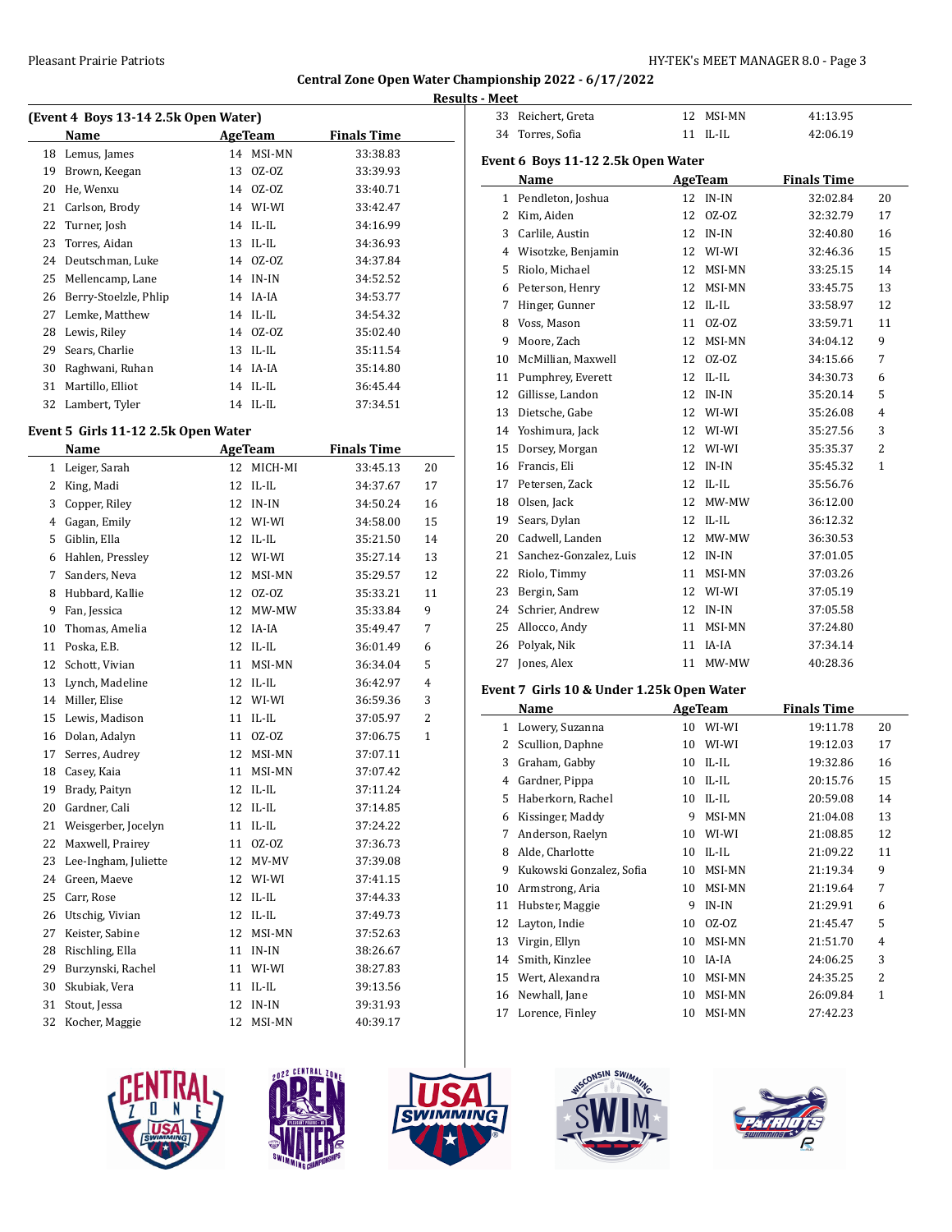## Central Zone Open Water Championship 2022 - 6/17/2022

### Results - Meet

**(Event 4 Boys 13-14 2.5k Open Water)**

| | Name | Age | Team | Finals Time | |
|---|---|---|---|---|---|
| 18 | Lemus, James | 14 | MSI-MN | 33:38.83 | |
| 19 | Brown, Keegan | 13 | OZ-OZ | 33:39.93 | |
| 20 | He, Wenxu | 14 | OZ-OZ | 33:40.71 | |
| 21 | Carlson, Brody | 14 | WI-WI | 33:42.47 | |
| 22 | Turner, Josh | 14 | IL-IL | 34:16.99 | |
| 23 | Torres, Aidan | 13 | IL-IL | 34:36.93 | |
| 24 | Deutschman, Luke | 14 | OZ-OZ | 34:37.84 | |
| 25 | Mellencamp, Lane | 14 | IN-IN | 34:52.52 | |
| 26 | Berry-Stoelzle, Phlip | 14 | IA-IA | 34:53.77 | |
| 27 | Lemke, Matthew | 14 | IL-IL | 34:54.32 | |
| 28 | Lewis, Riley | 14 | OZ-OZ | 35:02.40 | |
| 29 | Sears, Charlie | 13 | IL-IL | 35:11.54 | |
| 30 | Raghwani, Ruhan | 14 | IA-IA | 35:14.80 | |
| 31 | Martillo, Elliot | 14 | IL-IL | 36:45.44 | |
| 32 | Lambert, Tyler | 14 | IL-IL | 37:34.51 | |

**Event 5 Girls 11-12 2.5k Open Water**

| | Name | Age | Team | Finals Time | |
|---|---|---|---|---|---|
| 1 | Leiger, Sarah | 12 | MICH-MI | 33:45.13 | 20 |
| 2 | King, Madi | 12 | IL-IL | 34:37.67 | 17 |
| 3 | Copper, Riley | 12 | IN-IN | 34:50.24 | 16 |
| 4 | Gagan, Emily | 12 | WI-WI | 34:58.00 | 15 |
| 5 | Giblin, Ella | 12 | IL-IL | 35:21.50 | 14 |
| 6 | Hahlen, Pressley | 12 | WI-WI | 35:27.14 | 13 |
| 7 | Sanders, Neva | 12 | MSI-MN | 35:29.57 | 12 |
| 8 | Hubbard, Kallie | 12 | OZ-OZ | 35:33.21 | 11 |
| 9 | Fan, Jessica | 12 | MW-MW | 35:33.84 | 9 |
| 10 | Thomas, Amelia | 12 | IA-IA | 35:49.47 | 7 |
| 11 | Poska, E.B. | 12 | IL-IL | 36:01.49 | 6 |
| 12 | Schott, Vivian | 11 | MSI-MN | 36:34.04 | 5 |
| 13 | Lynch, Madeline | 12 | IL-IL | 36:42.97 | 4 |
| 14 | Miller, Elise | 12 | WI-WI | 36:59.36 | 3 |
| 15 | Lewis, Madison | 11 | IL-IL | 37:05.97 | 2 |
| 16 | Dolan, Adalyn | 11 | OZ-OZ | 37:06.75 | 1 |
| 17 | Serres, Audrey | 12 | MSI-MN | 37:07.11 | |
| 18 | Casey, Kaia | 11 | MSI-MN | 37:07.42 | |
| 19 | Brady, Paityn | 12 | IL-IL | 37:11.24 | |
| 20 | Gardner, Cali | 12 | IL-IL | 37:14.85 | |
| 21 | Weisgerber, Jocelyn | 11 | IL-IL | 37:24.22 | |
| 22 | Maxwell, Prairey | 11 | OZ-OZ | 37:36.73 | |
| 23 | Lee-Ingham, Juliette | 12 | MV-MV | 37:39.08 | |
| 24 | Green, Maeve | 12 | WI-WI | 37:41.15 | |
| 25 | Carr, Rose | 12 | IL-IL | 37:44.33 | |
| 26 | Utschig, Vivian | 12 | IL-IL | 37:49.73 | |
| 27 | Keister, Sabine | 12 | MSI-MN | 37:52.63 | |
| 28 | Rischling, Ella | 11 | IN-IN | 38:26.67 | |
| 29 | Burzynski, Rachel | 11 | WI-WI | 38:27.83 | |
| 30 | Skubiak, Vera | 11 | IL-IL | 39:13.56 | |
| 31 | Stout, Jessa | 12 | IN-IN | 39:31.93 | |
| 32 | Kocher, Maggie | 12 | MSI-MN | 40:39.17 | |
| 33 | Reichert, Greta | 12 | MSI-MN | 41:13.95 | |
| 34 | Torres, Sofia | 11 | IL-IL | 42:06.19 | |

**Event 6 Boys 11-12 2.5k Open Water**

| | Name | Age | Team | Finals Time | |
|---|---|---|---|---|---|
| 1 | Pendleton, Joshua | 12 | IN-IN | 32:02.84 | 20 |
| 2 | Kim, Aiden | 12 | OZ-OZ | 32:32.79 | 17 |
| 3 | Carlile, Austin | 12 | IN-IN | 32:40.80 | 16 |
| 4 | Wisotzke, Benjamin | 12 | WI-WI | 32:46.36 | 15 |
| 5 | Riolo, Michael | 12 | MSI-MN | 33:25.15 | 14 |
| 6 | Peterson, Henry | 12 | MSI-MN | 33:45.75 | 13 |
| 7 | Hinger, Gunner | 12 | IL-IL | 33:58.97 | 12 |
| 8 | Voss, Mason | 11 | OZ-OZ | 33:59.71 | 11 |
| 9 | Moore, Zach | 12 | MSI-MN | 34:04.12 | 9 |
| 10 | McMillian, Maxwell | 12 | OZ-OZ | 34:15.66 | 7 |
| 11 | Pumphrey, Everett | 12 | IL-IL | 34:30.73 | 6 |
| 12 | Gillisse, Landon | 12 | IN-IN | 35:20.14 | 5 |
| 13 | Dietsche, Gabe | 12 | WI-WI | 35:26.08 | 4 |
| 14 | Yoshimura, Jack | 12 | WI-WI | 35:27.56 | 3 |
| 15 | Dorsey, Morgan | 12 | WI-WI | 35:35.37 | 2 |
| 16 | Francis, Eli | 12 | IN-IN | 35:45.32 | 1 |
| 17 | Petersen, Zack | 12 | IL-IL | 35:56.76 | |
| 18 | Olsen, Jack | 12 | MW-MW | 36:12.00 | |
| 19 | Sears, Dylan | 12 | IL-IL | 36:12.32 | |
| 20 | Cadwell, Landen | 12 | MW-MW | 36:30.53 | |
| 21 | Sanchez-Gonzalez, Luis | 12 | IN-IN | 37:01.05 | |
| 22 | Riolo, Timmy | 11 | MSI-MN | 37:03.26 | |
| 23 | Bergin, Sam | 12 | WI-WI | 37:05.19 | |
| 24 | Schrier, Andrew | 12 | IN-IN | 37:05.58 | |
| 25 | Allocco, Andy | 11 | MSI-MN | 37:24.80 | |
| 26 | Polyak, Nik | 11 | IA-IA | 37:34.14 | |
| 27 | Jones, Alex | 11 | MW-MW | 40:28.36 | |

**Event 7 Girls 10 & Under 1.25k Open Water**

| | Name | Age | Team | Finals Time | |
|---|---|---|---|---|---|
| 1 | Lowery, Suzanna | 10 | WI-WI | 19:11.78 | 20 |
| 2 | Scullion, Daphne | 10 | WI-WI | 19:12.03 | 17 |
| 3 | Graham, Gabby | 10 | IL-IL | 19:32.86 | 16 |
| 4 | Gardner, Pippa | 10 | IL-IL | 20:15.76 | 15 |
| 5 | Haberkorn, Rachel | 10 | IL-IL | 20:59.08 | 14 |
| 6 | Kissinger, Maddy | 9 | MSI-MN | 21:04.08 | 13 |
| 7 | Anderson, Raelyn | 10 | WI-WI | 21:08.85 | 12 |
| 8 | Alde, Charlotte | 10 | IL-IL | 21:09.22 | 11 |
| 9 | Kukowski Gonzalez, Sofia | 10 | MSI-MN | 21:19.34 | 9 |
| 10 | Armstrong, Aria | 10 | MSI-MN | 21:19.64 | 7 |
| 11 | Hubster, Maggie | 9 | IN-IN | 21:29.91 | 6 |
| 12 | Layton, Indie | 10 | OZ-OZ | 21:45.47 | 5 |
| 13 | Virgin, Ellyn | 10 | MSI-MN | 21:51.70 | 4 |
| 14 | Smith, Kinzlee | 10 | IA-IA | 24:06.25 | 3 |
| 15 | Wert, Alexandra | 10 | MSI-MN | 24:35.25 | 2 |
| 16 | Newhall, Jane | 10 | MSI-MN | 26:09.84 | 1 |
| 17 | Lorence, Finley | 10 | MSI-MN | 27:42.23 | |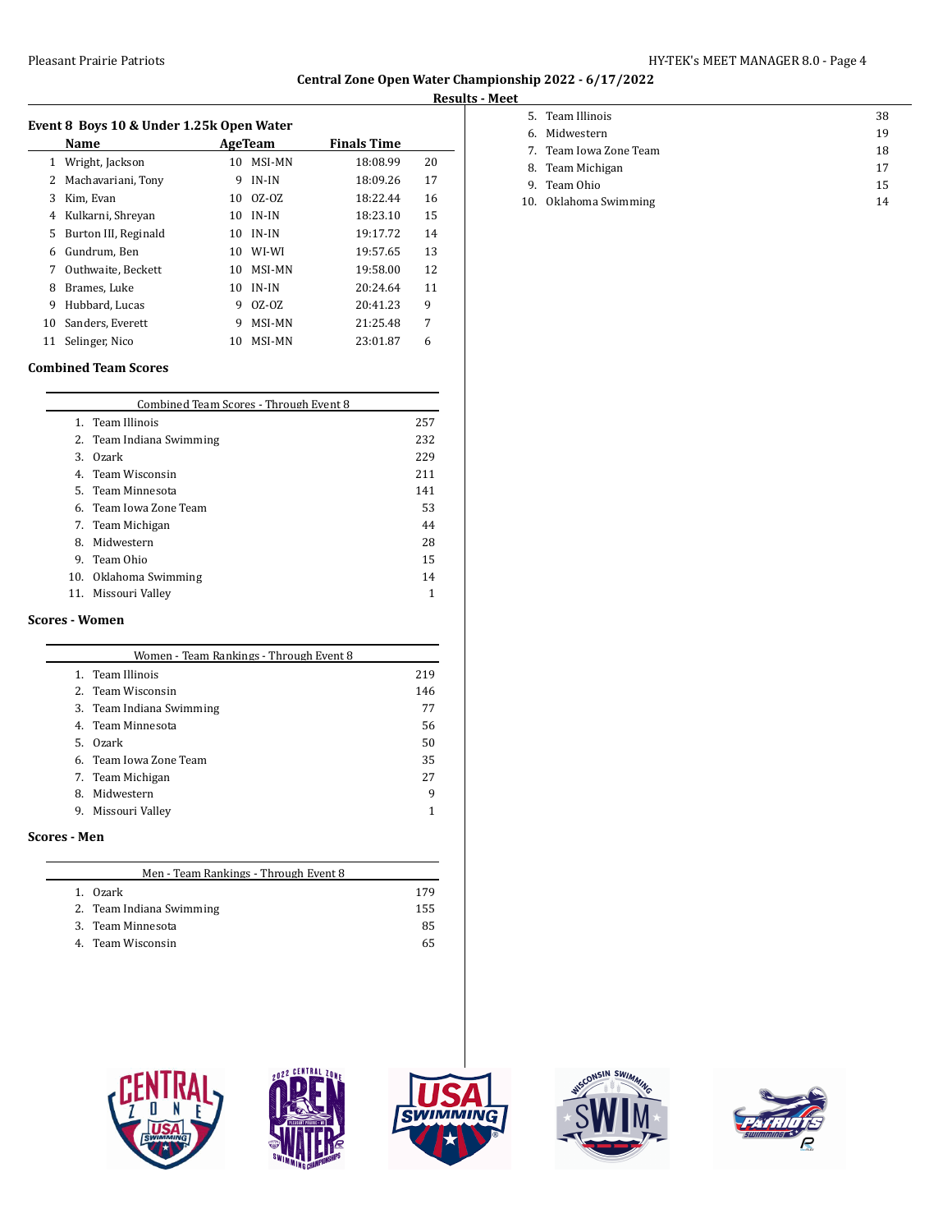## Central Zone Open Water Championship 2022 - 6/17/2022

**Results - Meet**

### Event 8 Boys 10 & Under 1.25k Open Water

| | Name | Age | Team | Finals Time | |
|---|---|---|---|---|---|
| 1 | Wright, Jackson | 10 | MSI-MN | 18:08.99 | 20 |
| 2 | Machavariani, Tony | 9 | IN-IN | 18:09.26 | 17 |
| 3 | Kim, Evan | 10 | OZ-OZ | 18:22.44 | 16 |
| 4 | Kulkarni, Shreyan | 10 | IN-IN | 18:23.10 | 15 |
| 5 | Burton III, Reginald | 10 | IN-IN | 19:17.72 | 14 |
| 6 | Gundrum, Ben | 10 | WI-WI | 19:57.65 | 13 |
| 7 | Outhwaite, Beckett | 10 | MSI-MN | 19:58.00 | 12 |
| 8 | Brames, Luke | 10 | IN-IN | 20:24.64 | 11 |
| 9 | Hubbard, Lucas | 9 | OZ-OZ | 20:41.23 | 9 |
| 10 | Sanders, Everett | 9 | MSI-MN | 21:25.48 | 7 |
| 11 | Selinger, Nico | 10 | MSI-MN | 23:01.87 | 6 |

### Combined Team Scores

| Combined Team Scores - Through Event 8 | | |
|---|---|---|
| 1. | Team Illinois | 257 |
| 2. | Team Indiana Swimming | 232 |
| 3. | Ozark | 229 |
| 4. | Team Wisconsin | 211 |
| 5. | Team Minnesota | 141 |
| 6. | Team Iowa Zone Team | 53 |
| 7. | Team Michigan | 44 |
| 8. | Midwestern | 28 |
| 9. | Team Ohio | 15 |
| 10. | Oklahoma Swimming | 14 |
| 11. | Missouri Valley | 1 |

### Scores - Women

| Women - Team Rankings - Through Event 8 | | |
|---|---|---|
| 1. | Team Illinois | 219 |
| 2. | Team Wisconsin | 146 |
| 3. | Team Indiana Swimming | 77 |
| 4. | Team Minnesota | 56 |
| 5. | Ozark | 50 |
| 6. | Team Iowa Zone Team | 35 |
| 7. | Team Michigan | 27 |
| 8. | Midwestern | 9 |
| 9. | Missouri Valley | 1 |

### Scores - Men

| Men - Team Rankings - Through Event 8 | | |
|---|---|---|
| 1. | Ozark | 179 |
| 2. | Team Indiana Swimming | 155 |
| 3. | Team Minnesota | 85 |
| 4. | Team Wisconsin | 65 |
| 5. | Team Illinois | 38 |
| 6. | Midwestern | 19 |
| 7. | Team Iowa Zone Team | 18 |
| 8. | Team Michigan | 17 |
| 9. | Team Ohio | 15 |
| 10. | Oklahoma Swimming | 14 |